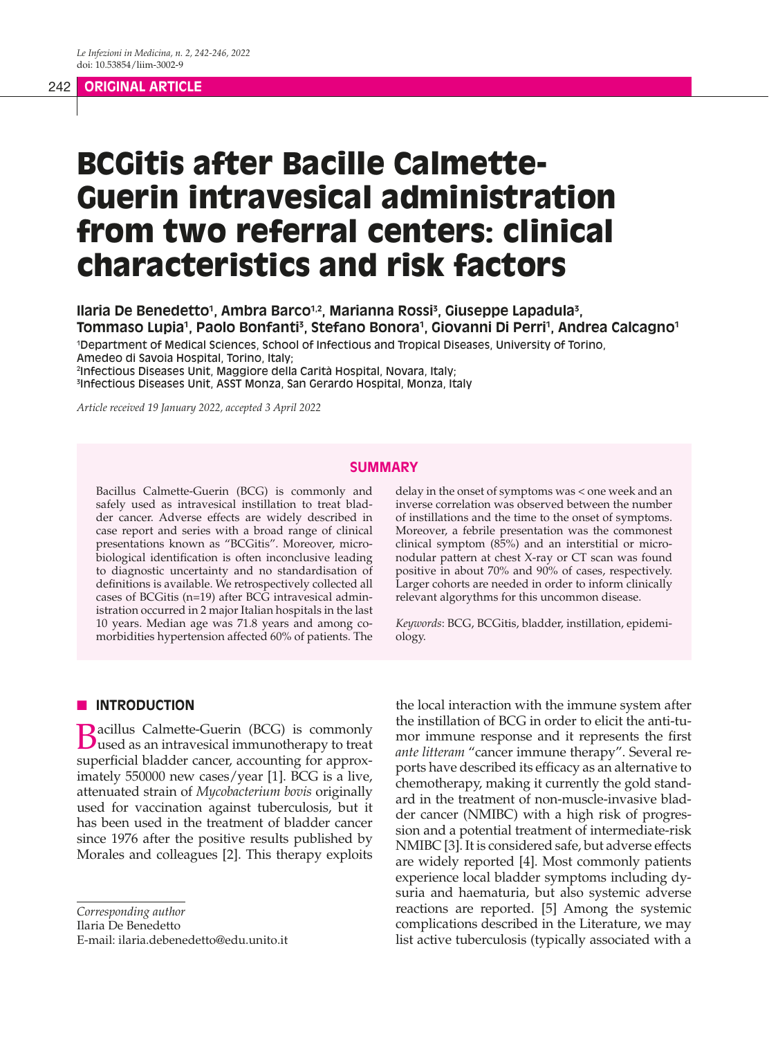ORIGINAL ARTICLE

# BCGitis after Bacille Calmette-Guerin intravesical administration from two referral centers: clinical characteristics and risk factors

**Ilaria De Benedetto[1], Ambra Barco[1,2], Marianna Rossi[3], Giuseppe Lapadula[3], Tommaso Lupia[1], Paolo Bonfanti[3], Stefano Bonora[1], Giovanni Di Perri[1], Andrea Calcagno[1]**

[1]Department of Medical Sciences, School of Infectious and Tropical Diseases, University of Torino, Amedeo di Savoia Hospital, Torino, Italy;
[2]Infectious Diseases Unit, Maggiore della Carità Hospital, Novara, Italy;
[3]Infectious Diseases Unit, ASST Monza, San Gerardo Hospital, Monza, Italy

*Article received 19 January 2022, accepted 3 April 2022*

## SUMMARY

Bacillus Calmette-Guerin (BCG) is commonly and safely used as intravesical instillation to treat bladder cancer. Adverse effects are widely described in case report and series with a broad range of clinical presentations known as "BCGitis". Moreover, microbiological identification is often inconclusive leading to diagnostic uncertainty and no standardisation of definitions is available. We retrospectively collected all cases of BCGitis (n=19) after BCG intravesical administration occurred in 2 major Italian hospitals in the last 10 years. Median age was 71.8 years and among comorbidities hypertension affected 60% of patients. The delay in the onset of symptoms was < one week and an inverse correlation was observed between the number of instillations and the time to the onset of symptoms. Moreover, a febrile presentation was the commonest clinical symptom (85%) and an interstitial or micronodular pattern at chest X-ray or CT scan was found positive in about 70% and 90% of cases, respectively. Larger cohorts are needed in order to inform clinically relevant algorythms for this uncommon disease.

*Keywords*: BCG, BCGitis, bladder, instillation, epidemiology.

## INTRODUCTION

Bacillus Calmette-Guerin (BCG) is commonly used as an intravesical immunotherapy to treat superficial bladder cancer, accounting for approximately 550000 new cases/year [1]. BCG is a live, attenuated strain of *Mycobacterium bovis* originally used for vaccination against tuberculosis, but it has been used in the treatment of bladder cancer since 1976 after the positive results published by Morales and colleagues [2]. This therapy exploits the local interaction with the immune system after the instillation of BCG in order to elicit the anti-tumor immune response and it represents the first *ante litteram* "cancer immune therapy". Several reports have described its efficacy as an alternative to chemotherapy, making it currently the gold standard in the treatment of non-muscle-invasive bladder cancer (NMIBC) with a high risk of progression and a potential treatment of intermediate-risk NMIBC [3]. It is considered safe, but adverse effects are widely reported [4]. Most commonly patients experience local bladder symptoms including dysuria and haematuria, but also systemic adverse reactions are reported. [5] Among the systemic complications described in the Literature, we may list active tuberculosis (typically associated with a

*Corresponding author*
Ilaria De Benedetto
E-mail: ilaria.debenedetto@edu.unito.it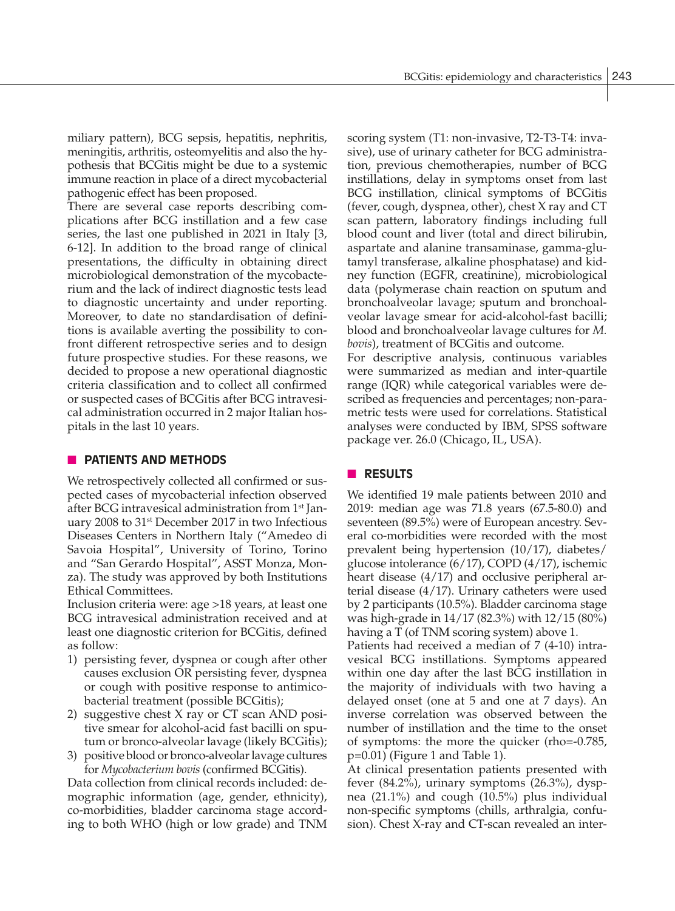miliary pattern), BCG sepsis, hepatitis, nephritis, meningitis, arthritis, osteomyelitis and also the hypothesis that BCGitis might be due to a systemic immune reaction in place of a direct mycobacterial pathogenic effect has been proposed.

There are several case reports describing complications after BCG instillation and a few case series, the last one published in 2021 in Italy [3, 6-12]. In addition to the broad range of clinical presentations, the difficulty in obtaining direct microbiological demonstration of the mycobacterium and the lack of indirect diagnostic tests lead to diagnostic uncertainty and under reporting. Moreover, to date no standardisation of definitions is available averting the possibility to confront different retrospective series and to design future prospective studies. For these reasons, we decided to propose a new operational diagnostic criteria classification and to collect all confirmed or suspected cases of BCGitis after BCG intravesical administration occurred in 2 major Italian hospitals in the last 10 years.

## PATIENTS AND METHODS

We retrospectively collected all confirmed or suspected cases of mycobacterial infection observed after BCG intravesical administration from 1st January 2008 to 31st December 2017 in two Infectious Diseases Centers in Northern Italy ("Amedeo di Savoia Hospital", University of Torino, Torino and "San Gerardo Hospital", ASST Monza, Monza). The study was approved by both Institutions Ethical Committees.

Inclusion criteria were: age >18 years, at least one BCG intravesical administration received and at least one diagnostic criterion for BCGitis, defined as follow:

1) persisting fever, dyspnea or cough after other causes exclusion OR persisting fever, dyspnea or cough with positive response to antimicobacterial treatment (possible BCGitis);
2) suggestive chest X ray or CT scan AND positive smear for alcohol-acid fast bacilli on sputum or bronco-alveolar lavage (likely BCGitis);
3) positive blood or bronco-alveolar lavage cultures for *Mycobacterium bovis* (confirmed BCGitis).

Data collection from clinical records included: demographic information (age, gender, ethnicity), co-morbidities, bladder carcinoma stage according to both WHO (high or low grade) and TNM scoring system (T1: non-invasive, T2-T3-T4: invasive), use of urinary catheter for BCG administration, previous chemotherapies, number of BCG instillations, delay in symptoms onset from last BCG instillation, clinical symptoms of BCGitis (fever, cough, dyspnea, other), chest X ray and CT scan pattern, laboratory findings including full blood count and liver (total and direct bilirubin, aspartate and alanine transaminase, gamma-glutamyl transferase, alkaline phosphatase) and kidney function (EGFR, creatinine), microbiological data (polymerase chain reaction on sputum and bronchoalveolar lavage; sputum and bronchoalveolar lavage smear for acid-alcohol-fast bacilli; blood and bronchoalveolar lavage cultures for *M. bovis*), treatment of BCGitis and outcome.

For descriptive analysis, continuous variables were summarized as median and inter-quartile range (IQR) while categorical variables were described as frequencies and percentages; non-parametric tests were used for correlations. Statistical analyses were conducted by IBM, SPSS software package ver. 26.0 (Chicago, IL, USA).

## RESULTS

We identified 19 male patients between 2010 and 2019: median age was 71.8 years (67.5-80.0) and seventeen (89.5%) were of European ancestry. Several co-morbidities were recorded with the most prevalent being hypertension (10/17), diabetes/glucose intolerance (6/17), COPD (4/17), ischemic heart disease (4/17) and occlusive peripheral arterial disease (4/17). Urinary catheters were used by 2 participants (10.5%). Bladder carcinoma stage was high-grade in 14/17 (82.3%) with 12/15 (80%) having a T (of TNM scoring system) above 1.

Patients had received a median of 7 (4-10) intravesical BCG instillations. Symptoms appeared within one day after the last BCG instillation in the majority of individuals with two having a delayed onset (one at 5 and one at 7 days). An inverse correlation was observed between the number of instillation and the time to the onset of symptoms: the more the quicker (rho=-0.785, p=0.01) (Figure 1 and Table 1).

At clinical presentation patients presented with fever (84.2%), urinary symptoms (26.3%), dyspnea (21.1%) and cough (10.5%) plus individual non-specific symptoms (chills, arthralgia, confusion). Chest X-ray and CT-scan revealed an inter-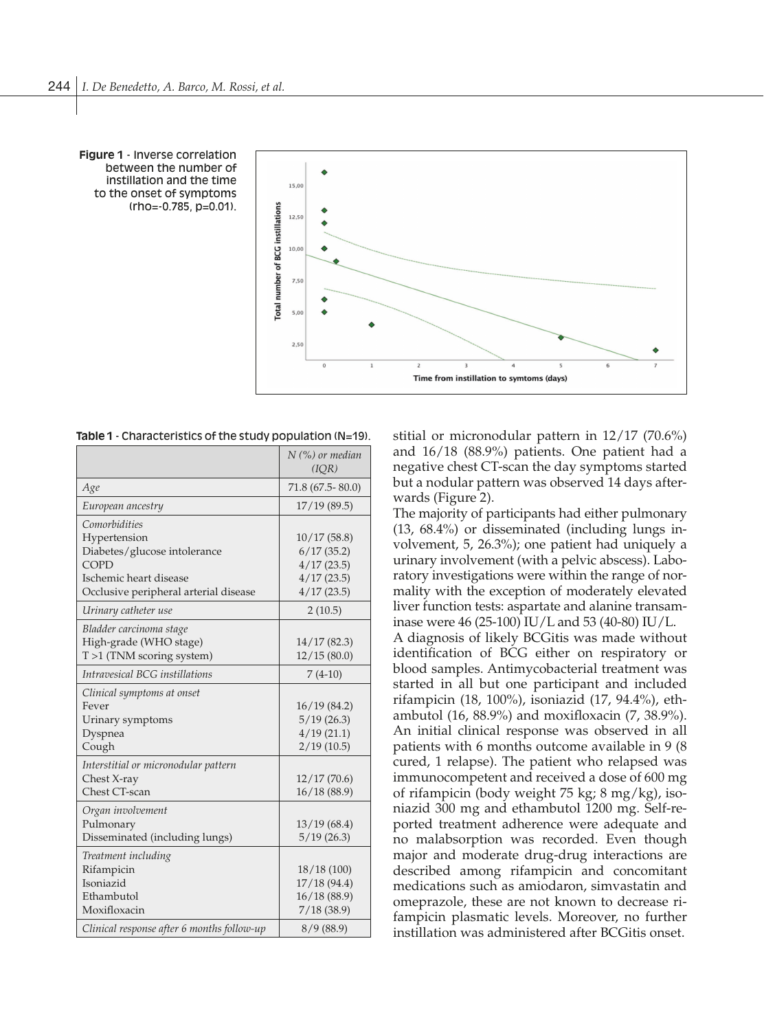**Figure 1** - Inverse correlation between the number of instillation and the time to the onset of symptoms (rho=-0.785, p=0.01).

Total number of BCG instillations

15,00

12,50

10,00

7,50

5,00

2,50

0 1 2 3 4 5 6 7

Time from instillation to symtoms (days)

**Table 1** - Characteristics of the study population (N=19).

| | N (%) or median (IQR) |
|---|---|
| *Age* | 71.8 (67.5- 80.0) |
| *European ancestry* | 17/19 (89.5) |
| *Comorbidities* | |
| Hypertension | 10/17 (58.8) |
| Diabetes/glucose intolerance | 6/17 (35.2) |
| COPD | 4/17 (23.5) |
| Ischemic heart disease | 4/17 (23.5) |
| Occlusive peripheral arterial disease | 4/17 (23.5) |
| *Urinary catheter use* | 2 (10.5) |
| *Bladder carcinoma stage* | |
| High-grade (WHO stage) | 14/17 (82.3) |
| T >1 (TNM scoring system) | 12/15 (80.0) |
| *Intravesical BCG instillations* | 7 (4-10) |
| *Clinical symptoms at onset* | |
| Fever | 16/19 (84.2) |
| Urinary symptoms | 5/19 (26.3) |
| Dyspnea | 4/19 (21.1) |
| Cough | 2/19 (10.5) |
| *Interstitial or micronodular pattern* | |
| Chest X-ray | 12/17 (70.6) |
| Chest CT-scan | 16/18 (88.9) |
| *Organ involvement* | |
| Pulmonary | 13/19 (68.4) |
| Disseminated (including lungs) | 5/19 (26.3) |
| *Treatment including* | |
| Rifampicin | 18/18 (100) |
| Isoniazid | 17/18 (94.4) |
| Ethambutol | 16/18 (88.9) |
| Moxifloxacin | 7/18 (38.9) |
| *Clinical response after 6 months follow-up* | 8/9 (88.9) |

stitial or micronodular pattern in 12/17 (70.6%) and 16/18 (88.9%) patients. One patient had a negative chest CT-scan the day symptoms started but a nodular pattern was observed 14 days afterwards (Figure 2).

The majority of participants had either pulmonary (13, 68.4%) or disseminated (including lungs involvement, 5, 26.3%); one patient had uniquely a urinary involvement (with a pelvic abscess). Laboratory investigations were within the range of normality with the exception of moderately elevated liver function tests: aspartate and alanine transaminase were 46 (25-100) IU/L and 53 (40-80) IU/L.

A diagnosis of likely BCGitis was made without identification of BCG either on respiratory or blood samples. Antimycobacterial treatment was started in all but one participant and included rifampicin (18, 100%), isoniazid (17, 94.4%), ethambutol (16, 88.9%) and moxifloxacin (7, 38.9%). An initial clinical response was observed in all patients with 6 months outcome available in 9 (8 cured, 1 relapse). The patient who relapsed was immunocompetent and received a dose of 600 mg of rifampicin (body weight 75 kg; 8 mg/kg), isoniazid 300 mg and ethambutol 1200 mg. Self-reported treatment adherence were adequate and no malabsorption was recorded. Even though major and moderate drug-drug interactions are described among rifampicin and concomitant medications such as amiodaron, simvastatin and omeprazole, these are not known to decrease rifampicin plasmatic levels. Moreover, no further instillation was administered after BCGitis onset.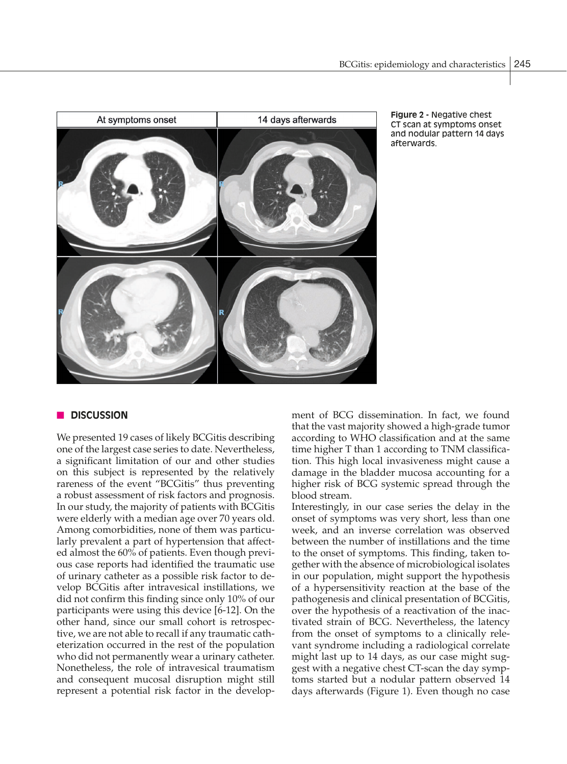At symptoms onset

14 days afterwards

**Figure 2 -** Negative chest CT scan at symptoms onset and nodular pattern 14 days afterwards.

## DISCUSSION

We presented 19 cases of likely BCGitis describing one of the largest case series to date. Nevertheless, a significant limitation of our and other studies on this subject is represented by the relatively rareness of the event "BCGitis" thus preventing a robust assessment of risk factors and prognosis. In our study, the majority of patients with BCGitis were elderly with a median age over 70 years old. Among comorbidities, none of them was particularly prevalent a part of hypertension that affected almost the 60% of patients. Even though previous case reports had identified the traumatic use of urinary catheter as a possible risk factor to develop BCGitis after intravesical instillations, we did not confirm this finding since only 10% of our participants were using this device [6-12]. On the other hand, since our small cohort is retrospective, we are not able to recall if any traumatic catheterization occurred in the rest of the population who did not permanently wear a urinary catheter. Nonetheless, the role of intravesical traumatism and consequent mucosal disruption might still represent a potential risk factor in the development of BCG dissemination. In fact, we found that the vast majority showed a high-grade tumor according to WHO classification and at the same time higher T than 1 according to TNM classification. This high local invasiveness might cause a damage in the bladder mucosa accounting for a higher risk of BCG systemic spread through the blood stream.

Interestingly, in our case series the delay in the onset of symptoms was very short, less than one week, and an inverse correlation was observed between the number of instillations and the time to the onset of symptoms. This finding, taken together with the absence of microbiological isolates in our population, might support the hypothesis of a hypersensitivity reaction at the base of the pathogenesis and clinical presentation of BCGitis, over the hypothesis of a reactivation of the inactivated strain of BCG. Nevertheless, the latency from the onset of symptoms to a clinically relevant syndrome including a radiological correlate might last up to 14 days, as our case might suggest with a negative chest CT-scan the day symptoms started but a nodular pattern observed 14 days afterwards (Figure 1). Even though no case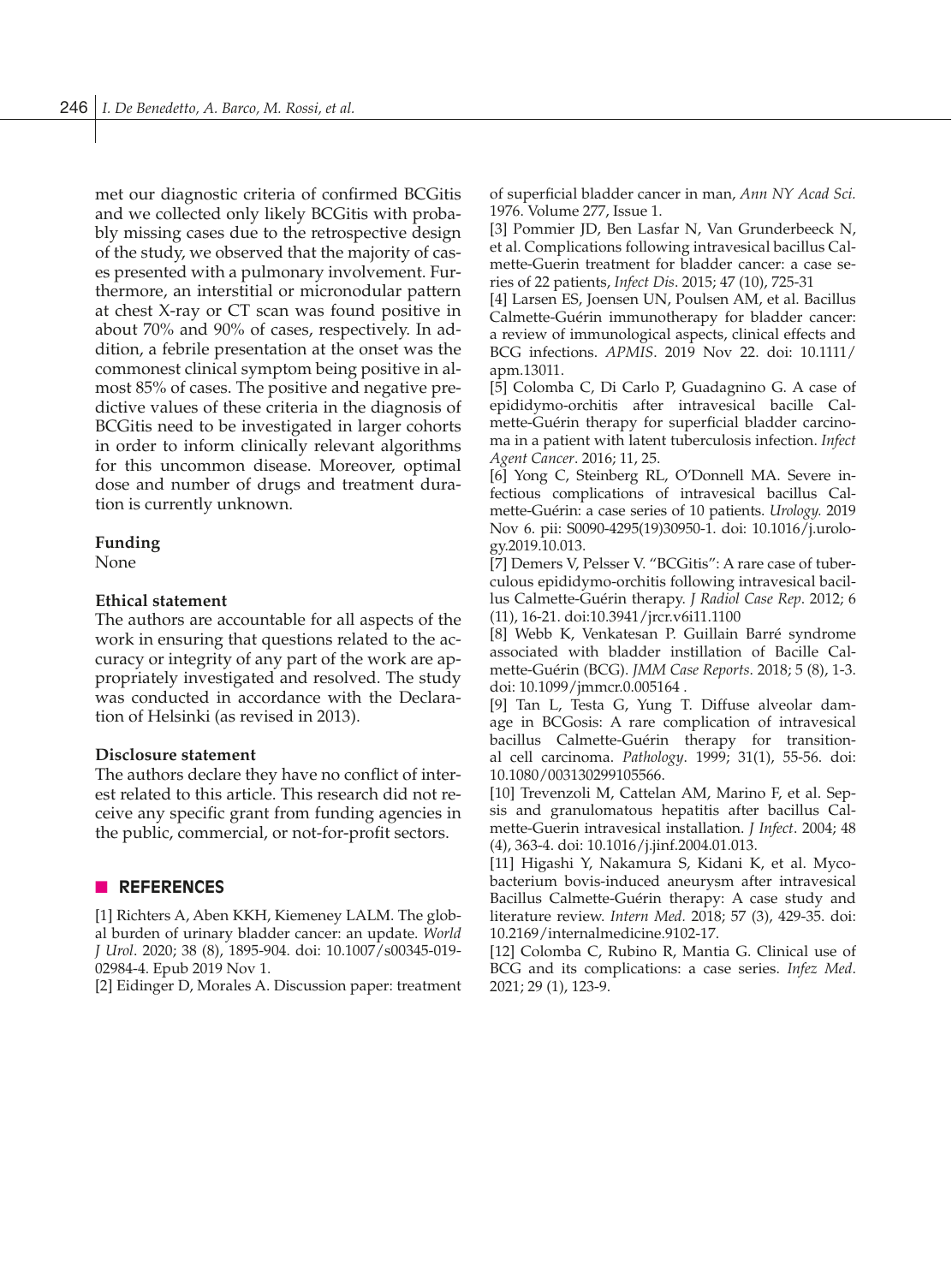met our diagnostic criteria of confirmed BCGitis and we collected only likely BCGitis with probably missing cases due to the retrospective design of the study, we observed that the majority of cases presented with a pulmonary involvement. Furthermore, an interstitial or micronodular pattern at chest X-ray or CT scan was found positive in about 70% and 90% of cases, respectively. In addition, a febrile presentation at the onset was the commonest clinical symptom being positive in almost 85% of cases. The positive and negative predictive values of these criteria in the diagnosis of BCGitis need to be investigated in larger cohorts in order to inform clinically relevant algorithms for this uncommon disease. Moreover, optimal dose and number of drugs and treatment duration is currently unknown.

**Funding**

None

**Ethical statement**

The authors are accountable for all aspects of the work in ensuring that questions related to the accuracy or integrity of any part of the work are appropriately investigated and resolved. The study was conducted in accordance with the Declaration of Helsinki (as revised in 2013).

**Disclosure statement**

The authors declare they have no conflict of interest related to this article. This research did not receive any specific grant from funding agencies in the public, commercial, or not-for-profit sectors.

## REFERENCES

[1] Richters A, Aben KKH, Kiemeney LALM. The global burden of urinary bladder cancer: an update. *World J Urol*. 2020; 38 (8), 1895-904. doi: 10.1007/s00345-019-02984-4. Epub 2019 Nov 1.

[2] Eidinger D, Morales A. Discussion paper: treatment of superficial bladder cancer in man, *Ann NY Acad Sci.* 1976. Volume 277, Issue 1.

[3] Pommier JD, Ben Lasfar N, Van Grunderbeeck N, et al. Complications following intravesical bacillus Calmette-Guerin treatment for bladder cancer: a case series of 22 patients, *Infect Dis*. 2015; 47 (10), 725-31

[4] Larsen ES, Joensen UN, Poulsen AM, et al. Bacillus Calmette-Guérin immunotherapy for bladder cancer: a review of immunological aspects, clinical effects and BCG infections. *APMIS*. 2019 Nov 22. doi: 10.1111/apm.13011.

[5] Colomba C, Di Carlo P, Guadagnino G. A case of epididymo-orchitis after intravesical bacille Calmette-Guérin therapy for superficial bladder carcinoma in a patient with latent tuberculosis infection. *Infect Agent Cancer*. 2016; 11, 25.

[6] Yong C, Steinberg RL, O'Donnell MA. Severe infectious complications of intravesical bacillus Calmette-Guérin: a case series of 10 patients. *Urology.* 2019 Nov 6. pii: S0090-4295(19)30950-1. doi: 10.1016/j.urology.2019.10.013.

[7] Demers V, Pelsser V. "BCGitis": A rare case of tuberculous epididymo-orchitis following intravesical bacillus Calmette-Guérin therapy. *J Radiol Case Rep*. 2012; 6 (11), 16-21. doi:10.3941/jrcr.v6i11.1100

[8] Webb K, Venkatesan P. Guillain Barré syndrome associated with bladder instillation of Bacille Calmette-Guérin (BCG). *JMM Case Reports*. 2018; 5 (8), 1-3. doi: 10.1099/jmmcr.0.005164 .

[9] Tan L, Testa G, Yung T. Diffuse alveolar damage in BCGosis: A rare complication of intravesical bacillus Calmette-Guérin therapy for transitional cell carcinoma. *Pathology*. 1999; 31(1), 55-56. doi: 10.1080/003130299105566.

[10] Trevenzoli M, Cattelan AM, Marino F, et al. Sepsis and granulomatous hepatitis after bacillus Calmette-Guerin intravesical installation. *J Infect*. 2004; 48 (4), 363-4. doi: 10.1016/j.jinf.2004.01.013.

[11] Higashi Y, Nakamura S, Kidani K, et al. Mycobacterium bovis-induced aneurysm after intravesical Bacillus Calmette-Guérin therapy: A case study and literature review. *Intern Med.* 2018; 57 (3), 429-35. doi: 10.2169/internalmedicine.9102-17.

[12] Colomba C, Rubino R, Mantia G. Clinical use of BCG and its complications: a case series. *Infez Med*. 2021; 29 (1), 123-9.